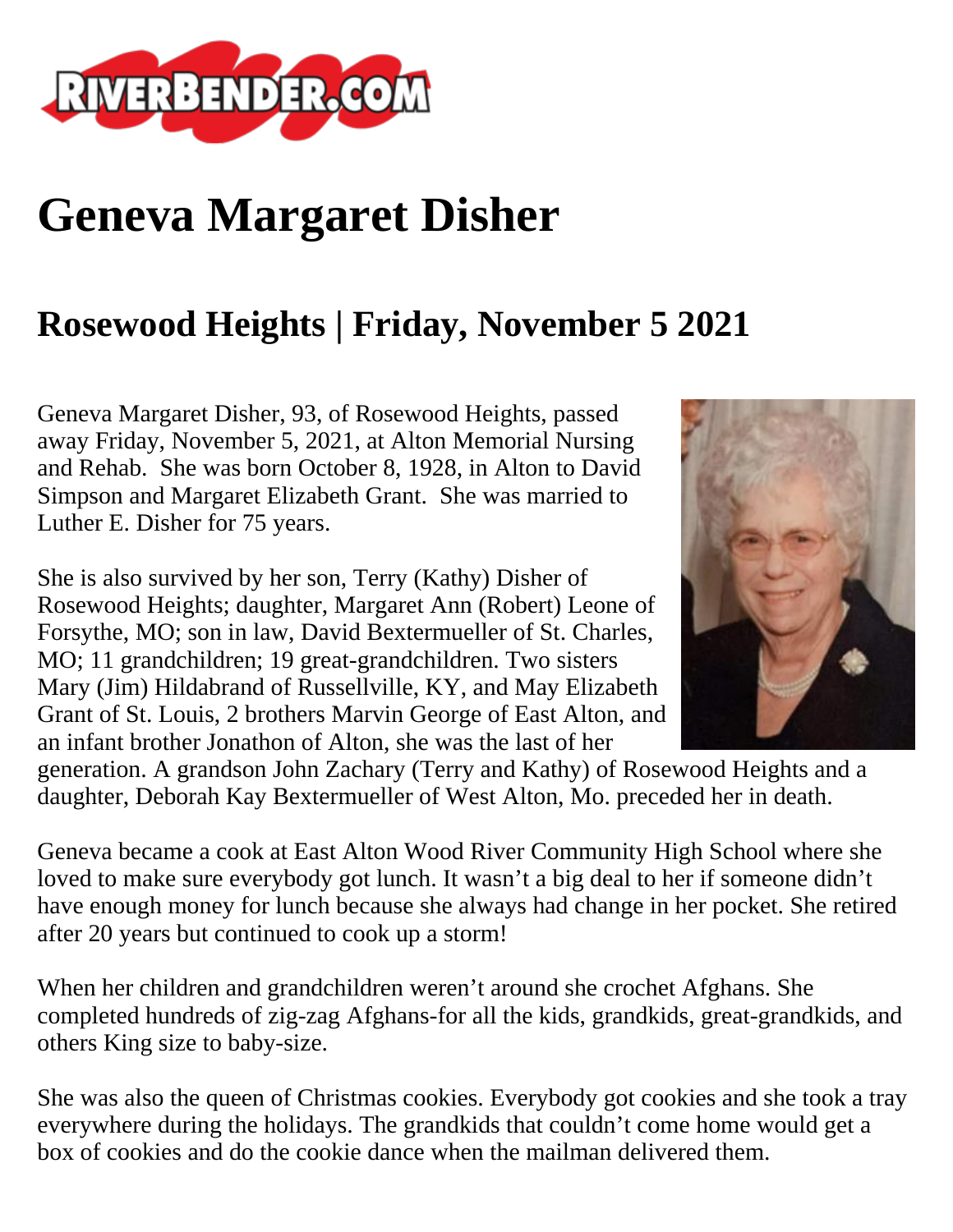# Geneva Margaret Disher

## Rosewood Heights | Friday, November 5 2021

Geneva Margaret Disher, 93, of Rosewood Heights, passed away Friday, November 5, 2021, at Alton Memorial Nursing and Rehab. She was born October 8, 1928, in Alton to David Simpson and Margaret Elizabeth Grant. She was married to Luther E. Disher for 75 years.

She is also survived by her son, Terry (Kathy) Disher of Rosewood Heights; daughter, Margaret Ann (Robert) Leone of Forsythe, MO; son in law, David Bextermueller of St. Charles, MO; 11 grandchildren; 19 great-grandchildren. Two sisters Mary (Jim) Hildabrand of Russellville, KY, and May Elizabeth Grant of St. Louis, 2 brothers Marvin George of East Alton, and an infant brother Jonathon of Alton, she was the last of her generation. A grandson John Zachary (Terry and Kathy) of Rosewood Heights and a daughter, Deborah Kay Bextermueller of West Alton, Mo. preceded her in death.

Geneva became a cook at East Alton Wood River Community High School where she loved to make sure everybody got lunch. It wasn't a big deal to her if someone didn't have enough money for lunch because she always had change in her pocket. She retired after 20 years but continued to cook up a storm!

When her children and grandchildren weren't around she crochet Afghans. She completed hundreds of zig-zag Afghans-for all the kids, grandkids, great-grandkids, and others King size to baby-size.

She was also the queen of Christmas cookies. Everybody got cookies and she took a tray everywhere during the holidays. The grandkids that couldn't come home would get a box of cookies and do the cookie dance when the mailman delivered them.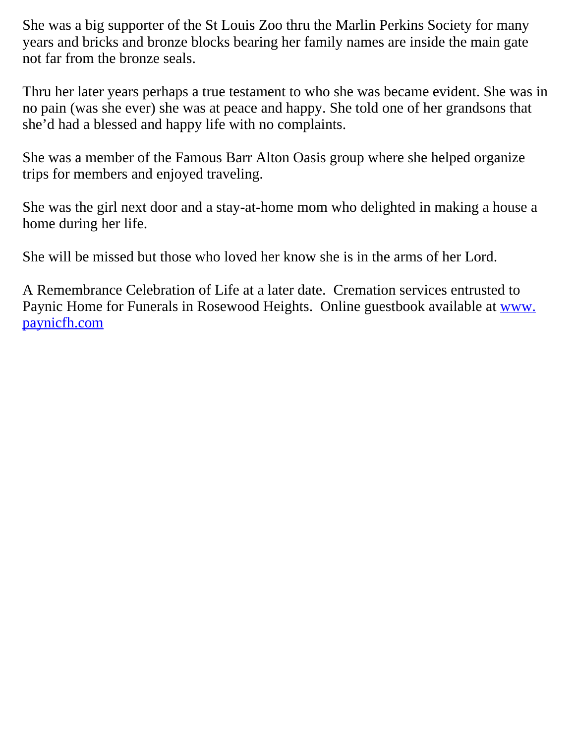She was a big supporter of the St Louis Zoo thru the Marlin Perkins Society for many years and bricks and bronze blocks bearing her family names are inside the main gate not far from the bronze seals.

Thru her later years perhaps a true testament to who she was became evident. She was in no pain (was she ever) she was at peace and happy. She told one of her grandsons that she'd had a blessed and happy life with no complaints.

She was a member of the Famous Barr Alton Oasis group where she helped organize trips for members and enjoyed traveling.

She was the girl next door and a stay-at-home mom who delighted in making a house a home during her life.

She will be missed but those who loved her know she is in the arms of her Lord.

A Remembrance Celebration of Life at a later date. Cremation services entrusted to Paynic Home for Funerals in Rosewood Heights. Online guestbook available at [www.paynicfh.com](www.paynicfh.com)